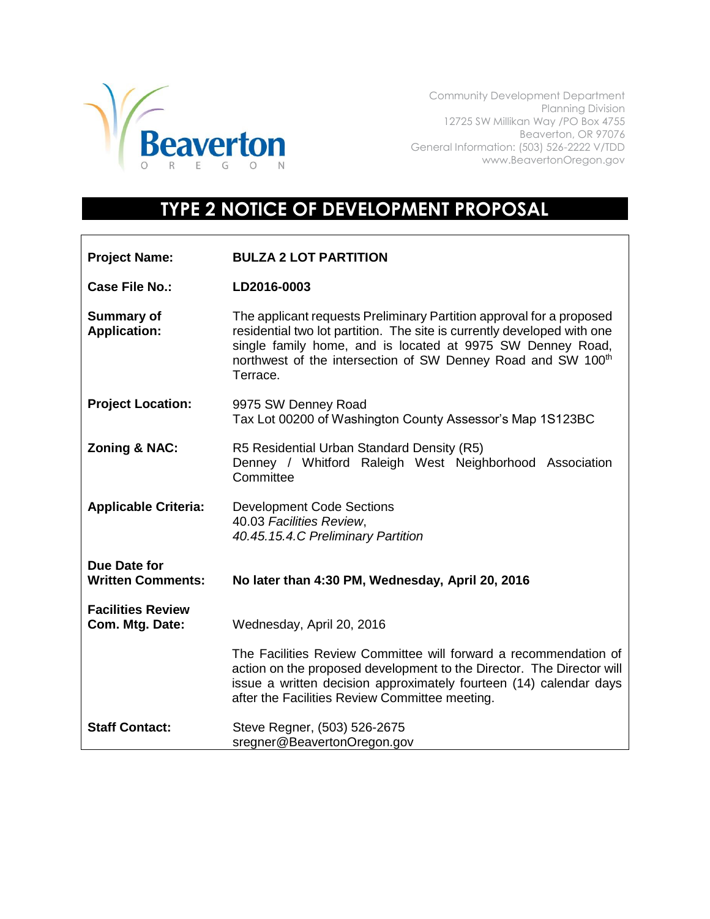Beaverton
OREGON

Community Development Department
Planning Division
12725 SW Millikan Way /PO Box 4755
Beaverton, OR 97076
General Information: (503) 526-2222 V/TDD
www.BeavertonOregon.gov

# TYPE 2 NOTICE OF DEVELOPMENT PROPOSAL

| | |
|---|---|
| **Project Name:** | **BULZA 2 LOT PARTITION** |
| **Case File No.:** | **LD2016-0003** |
| **Summary of Application:** | The applicant requests Preliminary Partition approval for a proposed residential two lot partition. The site is currently developed with one single family home, and is located at 9975 SW Denney Road, northwest of the intersection of SW Denney Road and SW 100th Terrace. |
| **Project Location:** | 9975 SW Denney Road<br>Tax Lot 00200 of Washington County Assessor's Map 1S123BC |
| **Zoning & NAC:** | R5 Residential Urban Standard Density (R5)<br>Denney / Whitford Raleigh West Neighborhood Association Committee |
| **Applicable Criteria:** | Development Code Sections<br>40.03 *Facilities Review*,<br>*40.45.15.4.C Preliminary Partition* |
| **Due Date for Written Comments:** | **No later than 4:30 PM, Wednesday, April 20, 2016** |
| **Facilities Review Com. Mtg. Date:** | Wednesday, April 20, 2016 |
| | The Facilities Review Committee will forward a recommendation of action on the proposed development to the Director. The Director will issue a written decision approximately fourteen (14) calendar days after the Facilities Review Committee meeting. |
| **Staff Contact:** | Steve Regner, (503) 526-2675<br>sregner@BeavertonOregon.gov |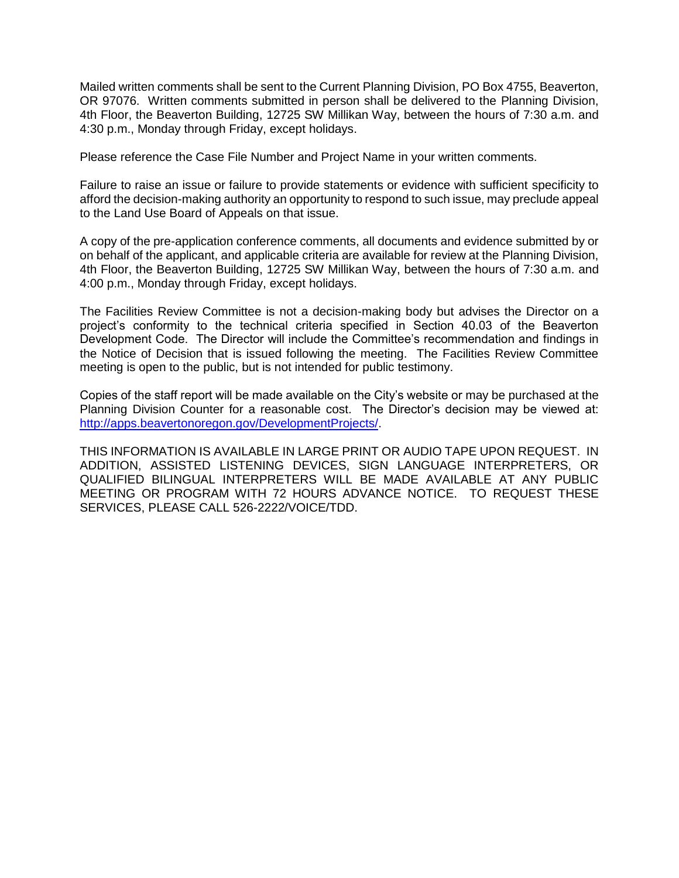Mailed written comments shall be sent to the Current Planning Division, PO Box 4755, Beaverton, OR 97076. Written comments submitted in person shall be delivered to the Planning Division, 4th Floor, the Beaverton Building, 12725 SW Millikan Way, between the hours of 7:30 a.m. and 4:30 p.m., Monday through Friday, except holidays.

Please reference the Case File Number and Project Name in your written comments.

Failure to raise an issue or failure to provide statements or evidence with sufficient specificity to afford the decision-making authority an opportunity to respond to such issue, may preclude appeal to the Land Use Board of Appeals on that issue.

A copy of the pre-application conference comments, all documents and evidence submitted by or on behalf of the applicant, and applicable criteria are available for review at the Planning Division, 4th Floor, the Beaverton Building, 12725 SW Millikan Way, between the hours of 7:30 a.m. and 4:00 p.m., Monday through Friday, except holidays.

The Facilities Review Committee is not a decision-making body but advises the Director on a project's conformity to the technical criteria specified in Section 40.03 of the Beaverton Development Code. The Director will include the Committee's recommendation and findings in the Notice of Decision that is issued following the meeting. The Facilities Review Committee meeting is open to the public, but is not intended for public testimony.

Copies of the staff report will be made available on the City's website or may be purchased at the Planning Division Counter for a reasonable cost. The Director's decision may be viewed at: http://apps.beavertonoregon.gov/DevelopmentProjects/.

THIS INFORMATION IS AVAILABLE IN LARGE PRINT OR AUDIO TAPE UPON REQUEST. IN ADDITION, ASSISTED LISTENING DEVICES, SIGN LANGUAGE INTERPRETERS, OR QUALIFIED BILINGUAL INTERPRETERS WILL BE MADE AVAILABLE AT ANY PUBLIC MEETING OR PROGRAM WITH 72 HOURS ADVANCE NOTICE. TO REQUEST THESE SERVICES, PLEASE CALL 526-2222/VOICE/TDD.